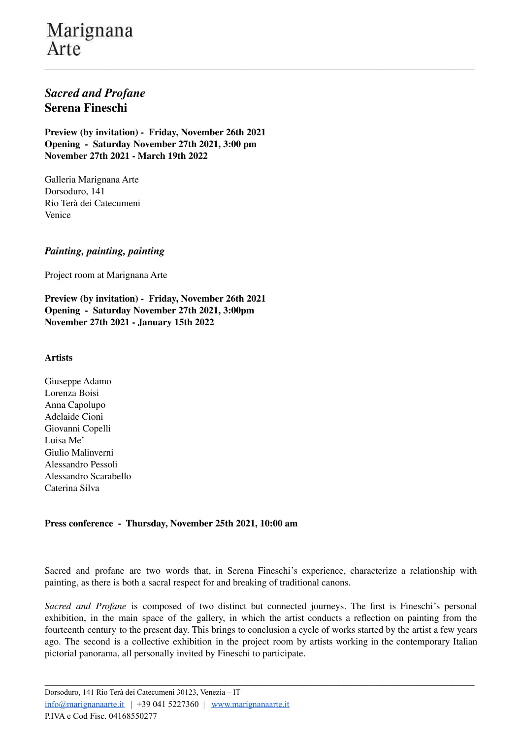Marignana
Arte

## *Sacred and Profane*
## Serena Fineschi

**Preview (by invitation) - Friday, November 26th 2021**
**Opening - Saturday November 27th 2021, 3:00 pm**
**November 27th 2021 - March 19th 2022**

Galleria Marignana Arte
Dorsoduro, 141
Rio Terà dei Catecumeni
Venice

### *Painting, painting, painting*

Project room at Marignana Arte

**Preview (by invitation) - Friday, November 26th 2021**
**Opening - Saturday November 27th 2021, 3:00pm**
**November 27th 2021 - January 15th 2022**

**Artists**

Giuseppe Adamo
Lorenza Boisi
Anna Capolupo
Adelaide Cioni
Giovanni Copelli
Luisa Me'
Giulio Malinverni
Alessandro Pessoli
Alessandro Scarabello
Caterina Silva

**Press conference - Thursday, November 25th 2021, 10:00 am**

Sacred and profane are two words that, in Serena Fineschi's experience, characterize a relationship with painting, as there is both a sacral respect for and breaking of traditional canons.

*Sacred and Profane* is composed of two distinct but connected journeys. The first is Fineschi's personal exhibition, in the main space of the gallery, in which the artist conducts a reflection on painting from the fourteenth century to the present day. This brings to conclusion a cycle of works started by the artist a few years ago. The second is a collective exhibition in the project room by artists working in the contemporary Italian pictorial panorama, all personally invited by Fineschi to participate.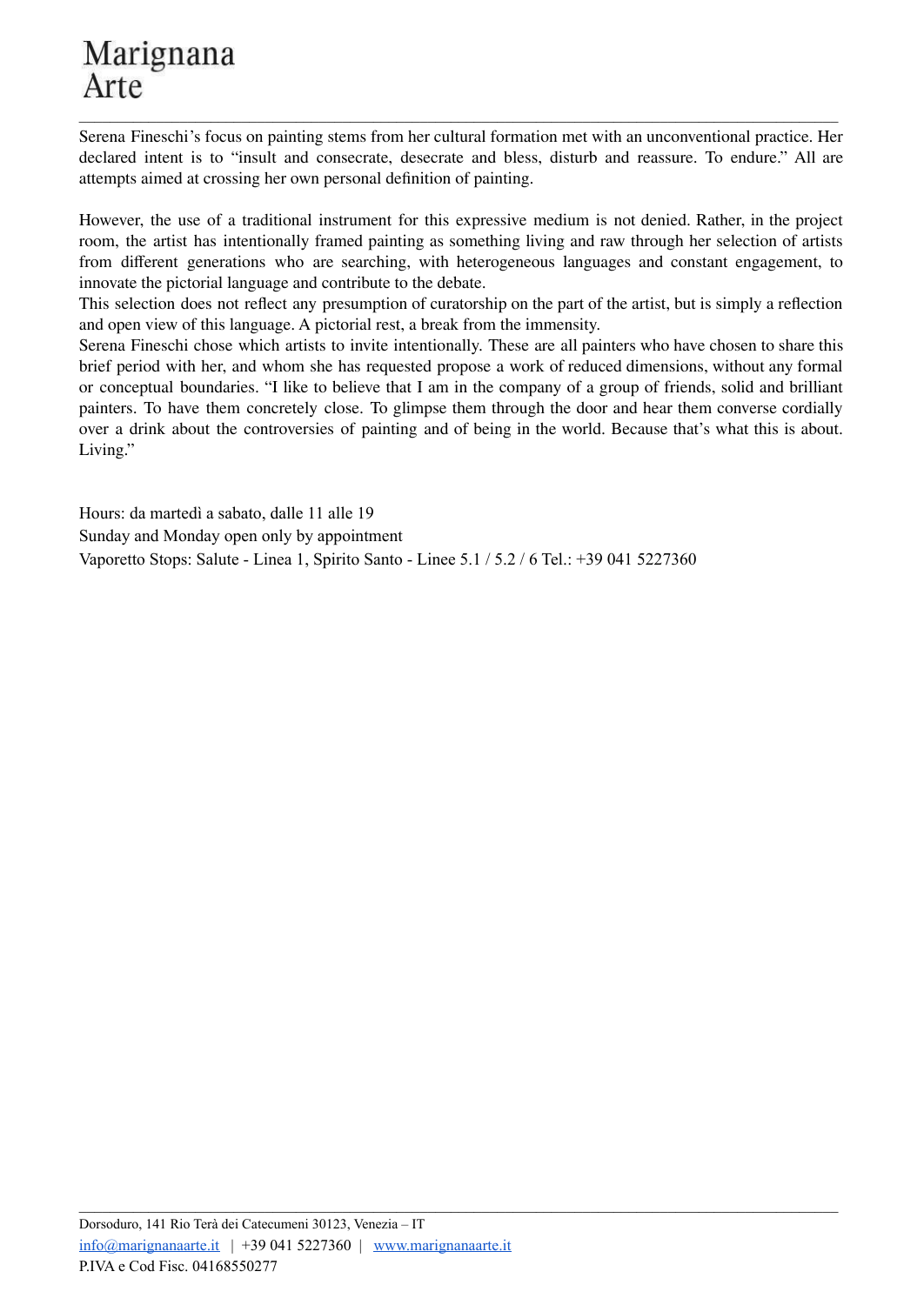Serena Fineschi's focus on painting stems from her cultural formation met with an unconventional practice. Her declared intent is to "insult and consecrate, desecrate and bless, disturb and reassure. To endure." All are attempts aimed at crossing her own personal definition of painting.

However, the use of a traditional instrument for this expressive medium is not denied. Rather, in the project room, the artist has intentionally framed painting as something living and raw through her selection of artists from different generations who are searching, with heterogeneous languages and constant engagement, to innovate the pictorial language and contribute to the debate.
This selection does not reflect any presumption of curatorship on the part of the artist, but is simply a reflection and open view of this language. A pictorial rest, a break from the immensity.
Serena Fineschi chose which artists to invite intentionally. These are all painters who have chosen to share this brief period with her, and whom she has requested propose a work of reduced dimensions, without any formal or conceptual boundaries. "I like to believe that I am in the company of a group of friends, solid and brilliant painters. To have them concretely close. To glimpse them through the door and hear them converse cordially over a drink about the controversies of painting and of being in the world. Because that's what this is about. Living."

Hours: da martedì a sabato, dalle 11 alle 19
Sunday and Monday open only by appointment
Vaporetto Stops: Salute - Linea 1, Spirito Santo - Linee 5.1 / 5.2 / 6 Tel.: +39 041 5227360